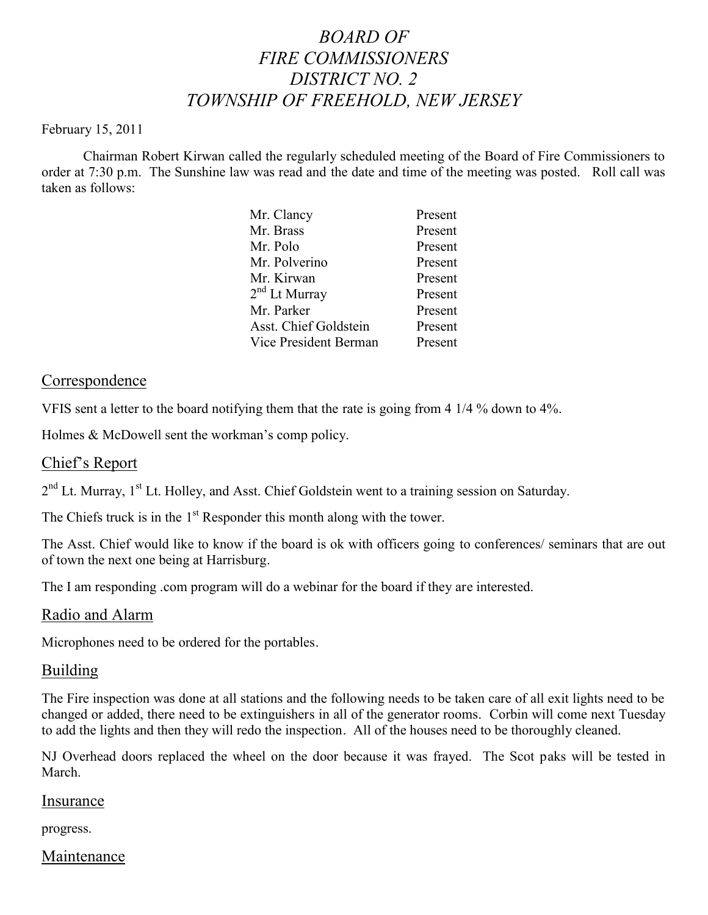# *BOARD OF FIRE COMMISSIONERS DISTRICT NO. 2 TOWNSHIP OF FREEHOLD, NEW JERSEY*

February 15, 2011

Chairman Robert Kirwan called the regularly scheduled meeting of the Board of Fire Commissioners to order at 7:30 p.m. The Sunshine law was read and the date and time of the meeting was posted. Roll call was taken as follows:

| | |
|---|---|
| Mr. Clancy | Present |
| Mr. Brass | Present |
| Mr. Polo | Present |
| Mr. Polverino | Present |
| Mr. Kirwan | Present |
| 2nd Lt Murray | Present |
| Mr. Parker | Present |
| Asst. Chief Goldstein | Present |
| Vice President Berman | Present |

## Correspondence

VFIS sent a letter to the board notifying them that the rate is going from 4 1/4 % down to 4%.

Holmes & McDowell sent the workman's comp policy.

## Chief's Report

2nd Lt. Murray, 1st Lt. Holley, and Asst. Chief Goldstein went to a training session on Saturday.

The Chiefs truck is in the 1st Responder this month along with the tower.

The Asst. Chief would like to know if the board is ok with officers going to conferences/ seminars that are out of town the next one being at Harrisburg.

The I am responding .com program will do a webinar for the board if they are interested.

## Radio and Alarm

Microphones need to be ordered for the portables.

## Building

The Fire inspection was done at all stations and the following needs to be taken care of all exit lights need to be changed or added, there need to be extinguishers in all of the generator rooms. Corbin will come next Tuesday to add the lights and then they will redo the inspection. All of the houses need to be thoroughly cleaned.

NJ Overhead doors replaced the wheel on the door because it was frayed. The Scot paks will be tested in March.

## Insurance

progress.

## Maintenance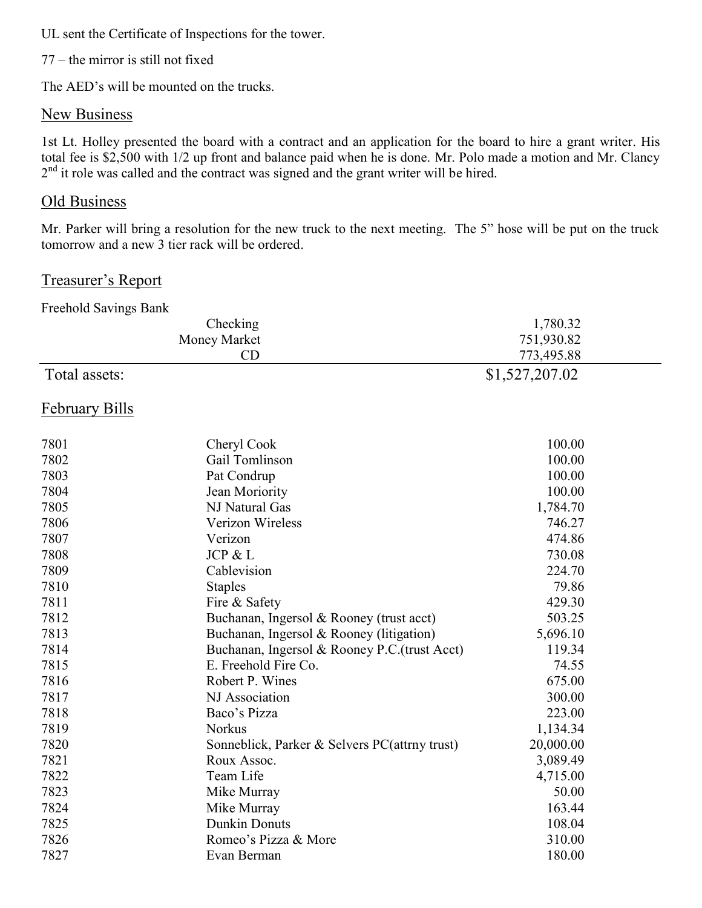UL sent the Certificate of Inspections for the tower.

77 – the mirror is still not fixed

The AED's will be mounted on the trucks.

## New Business

1st Lt. Holley presented the board with a contract and an application for the board to hire a grant writer. His total fee is $2,500 with 1/2 up front and balance paid when he is done. Mr. Polo made a motion and Mr. Clancy 2nd it role was called and the contract was signed and the grant writer will be hired.

## Old Business

Mr. Parker will bring a resolution for the new truck to the next meeting. The 5" hose will be put on the truck tomorrow and a new 3 tier rack will be ordered.

## Treasurer's Report

Freehold Savings Bank

| | | |
|---|---|---|
| | Checking | 1,780.32 |
| | Money Market | 751,930.82 |
| | CD | 773,495.88 |
| Total assets: | | $1,527,207.02 |

## February Bills

| | | |
|---|---|---|
| 7801 | Cheryl Cook | 100.00 |
| 7802 | Gail Tomlinson | 100.00 |
| 7803 | Pat Condrup | 100.00 |
| 7804 | Jean Moriority | 100.00 |
| 7805 | NJ Natural Gas | 1,784.70 |
| 7806 | Verizon Wireless | 746.27 |
| 7807 | Verizon | 474.86 |
| 7808 | JCP & L | 730.08 |
| 7809 | Cablevision | 224.70 |
| 7810 | Staples | 79.86 |
| 7811 | Fire & Safety | 429.30 |
| 7812 | Buchanan, Ingersol & Rooney (trust acct) | 503.25 |
| 7813 | Buchanan, Ingersol & Rooney (litigation) | 5,696.10 |
| 7814 | Buchanan, Ingersol & Rooney P.C.(trust Acct) | 119.34 |
| 7815 | E. Freehold Fire Co. | 74.55 |
| 7816 | Robert P. Wines | 675.00 |
| 7817 | NJ Association | 300.00 |
| 7818 | Baco's Pizza | 223.00 |
| 7819 | Norkus | 1,134.34 |
| 7820 | Sonneblick, Parker & Selvers PC(attrny trust) | 20,000.00 |
| 7821 | Roux Assoc. | 3,089.49 |
| 7822 | Team Life | 4,715.00 |
| 7823 | Mike Murray | 50.00 |
| 7824 | Mike Murray | 163.44 |
| 7825 | Dunkin Donuts | 108.04 |
| 7826 | Romeo's Pizza & More | 310.00 |
| 7827 | Evan Berman | 180.00 |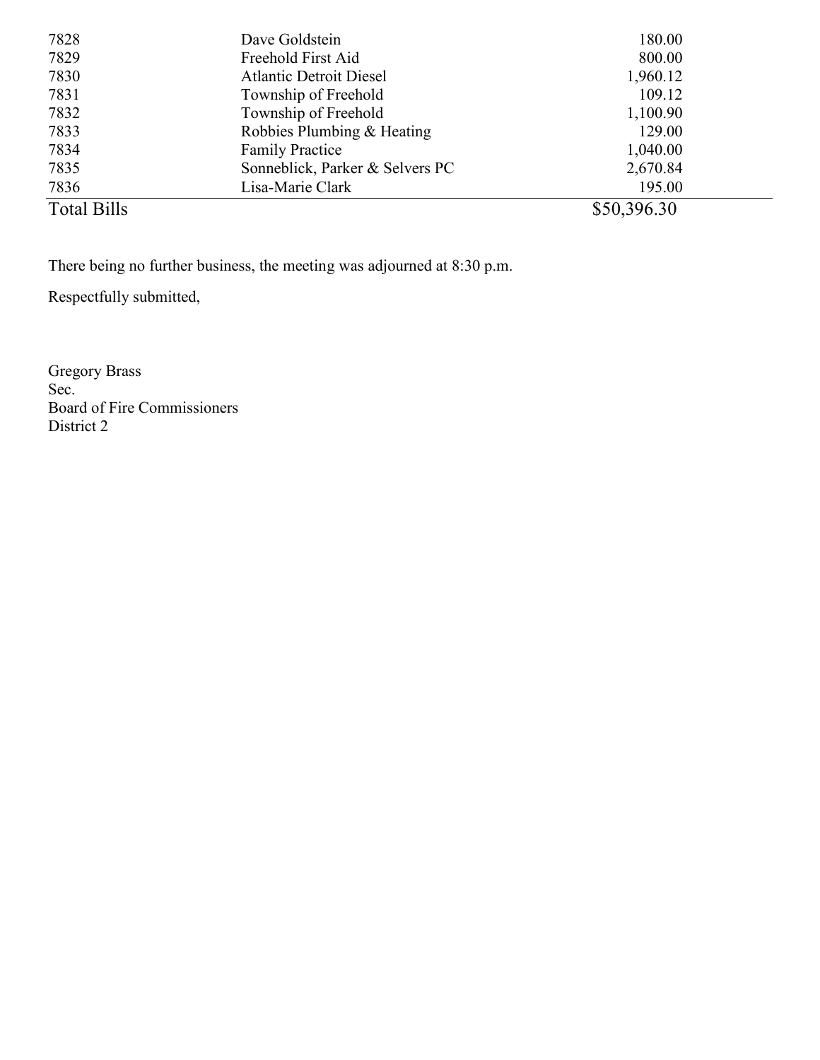| | | |
|---|---|---|
| 7828 | Dave Goldstein | 180.00 |
| 7829 | Freehold First Aid | 800.00 |
| 7830 | Atlantic Detroit Diesel | 1,960.12 |
| 7831 | Township of Freehold | 109.12 |
| 7832 | Township of Freehold | 1,100.90 |
| 7833 | Robbies Plumbing & Heating | 129.00 |
| 7834 | Family Practice | 1,040.00 |
| 7835 | Sonneblick, Parker & Selvers PC | 2,670.84 |
| 7836 | Lisa-Marie Clark | 195.00 |
| Total Bills | | $50,396.30 |

There being no further business, the meeting was adjourned at 8:30 p.m.

Respectfully submitted,

Gregory Brass  
Sec.  
Board of Fire Commissioners  
District 2